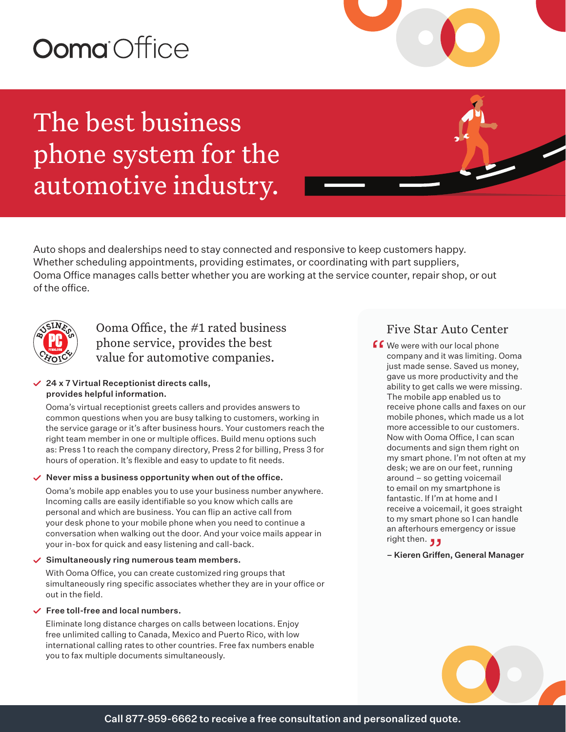Ooma Office

# The best business phone system for the automotive industry.

Auto shops and dealerships need to stay connected and responsive to keep customers happy. Whether scheduling appointments, providing estimates, or coordinating with part suppliers, Ooma Office manages calls better whether you are working at the service counter, repair shop, or out of the office.

## Ooma Office, the #1 rated business phone service, provides the best value for automotive companies.

- **24 x 7 Virtual Receptionist directs calls, provides helpful information.**

  Ooma's virtual receptionist greets callers and provides answers to common questions when you are busy talking to customers, working in the service garage or it's after business hours. Your customers reach the right team member in one or multiple offices. Build menu options such as: Press 1 to reach the company directory, Press 2 for billing, Press 3 for hours of operation. It's flexible and easy to update to fit needs.

- **Never miss a business opportunity when out of the office.**

  Ooma's mobile app enables you to use your business number anywhere. Incoming calls are easily identifiable so you know which calls are personal and which are business. You can flip an active call from your desk phone to your mobile phone when you need to continue a conversation when walking out the door. And your voice mails appear in your in-box for quick and easy listening and call-back.

- **Simultaneously ring numerous team members.**

  With Ooma Office, you can create customized ring groups that simultaneously ring specific associates whether they are in your office or out in the field.

- **Free toll-free and local numbers.**

  Eliminate long distance charges on calls between locations. Enjoy free unlimited calling to Canada, Mexico and Puerto Rico, with low international calling rates to other countries. Free fax numbers enable you to fax multiple documents simultaneously.

## Five Star Auto Center

"We were with our local phone company and it was limiting. Ooma just made sense. Saved us money, gave us more productivity and the ability to get calls we were missing. The mobile app enabled us to receive phone calls and faxes on our mobile phones, which made us a lot more accessible to our customers. Now with Ooma Office, I can scan documents and sign them right on my smart phone. I'm not often at my desk; we are on our feet, running around – so getting voicemail to email on my smartphone is fantastic. If I'm at home and I receive a voicemail, it goes straight to my smart phone so I can handle an afterhours emergency or issue right then."

**– Kieren Griffen, General Manager**

**Call 877-959-6662 to receive a free consultation and personalized quote.**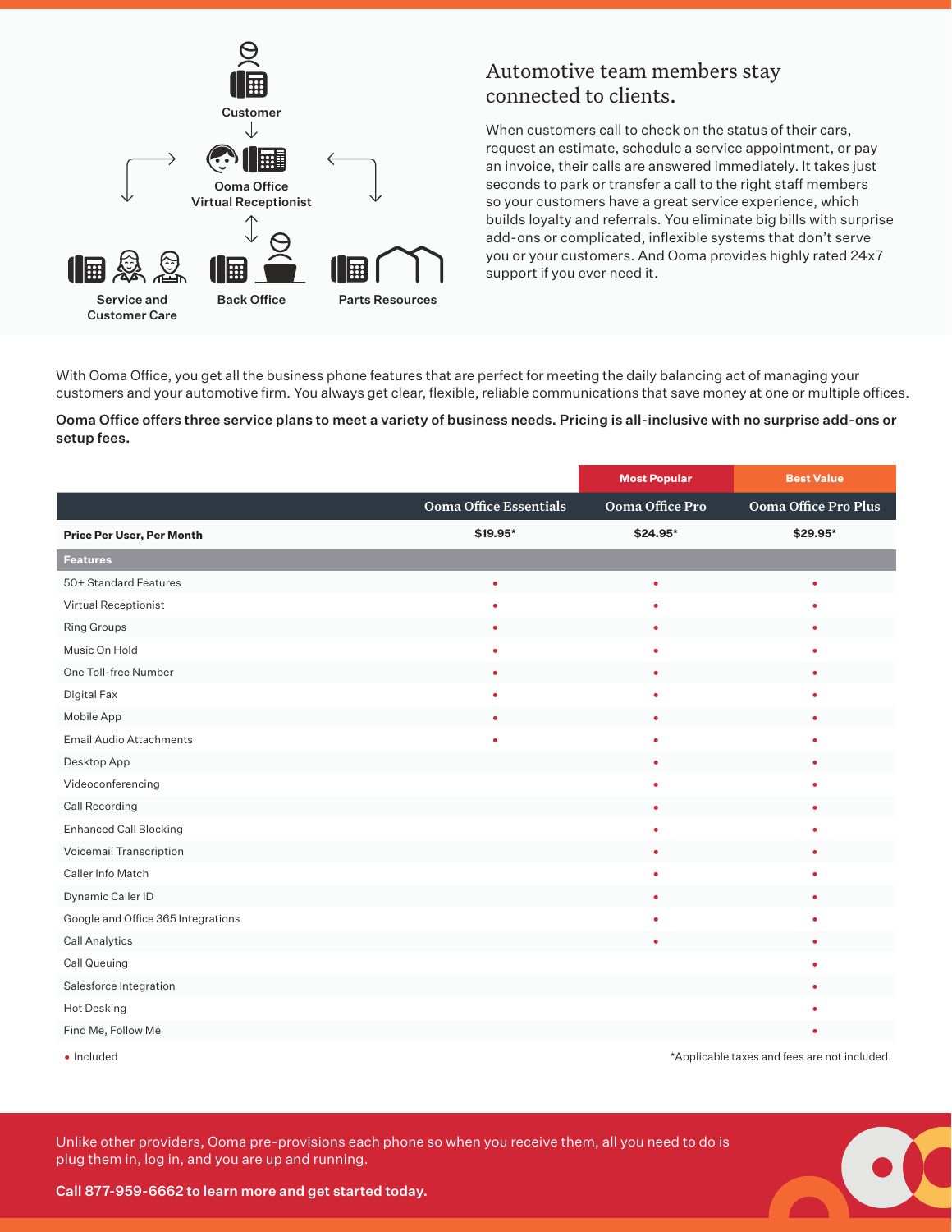Customer

Ooma Office Virtual Receptionist

Service and Customer Care

Back Office

Parts Resources

## Automotive team members stay connected to clients.

When customers call to check on the status of their cars, request an estimate, schedule a service appointment, or pay an invoice, their calls are answered immediately. It takes just seconds to park or transfer a call to the right staff members so your customers have a great service experience, which builds loyalty and referrals. You eliminate big bills with surprise add-ons or complicated, inflexible systems that don't serve you or your customers. And Ooma provides highly rated 24x7 support if you ever need it.

With Ooma Office, you get all the business phone features that are perfect for meeting the daily balancing act of managing your customers and your automotive firm. You always get clear, flexible, reliable communications that save money at one or multiple offices.

**Ooma Office offers three service plans to meet a variety of business needs. Pricing is all-inclusive with no surprise add-ons or setup fees.**

| | | Most Popular | Best Value |
|---|---|---|---|
| | **Ooma Office Essentials** | **Ooma Office Pro** | **Ooma Office Pro Plus** |
| **Price Per User, Per Month** | **$19.95*** | **$24.95*** | **$29.95*** |
| **Features** | | | |
| 50+ Standard Features | • | • | • |
| Virtual Receptionist | • | • | • |
| Ring Groups | • | • | • |
| Music On Hold | • | • | • |
| One Toll-free Number | • | • | • |
| Digital Fax | • | • | • |
| Mobile App | • | • | • |
| Email Audio Attachments | • | • | • |
| Desktop App | | • | • |
| Videoconferencing | | • | • |
| Call Recording | | • | • |
| Enhanced Call Blocking | | • | • |
| Voicemail Transcription | | • | • |
| Caller Info Match | | • | • |
| Dynamic Caller ID | | • | • |
| Google and Office 365 Integrations | | • | • |
| Call Analytics | | • | • |
| Call Queuing | | | • |
| Salesforce Integration | | | • |
| Hot Desking | | | • |
| Find Me, Follow Me | | | • |

• Included

*Applicable taxes and fees are not included.

Unlike other providers, Ooma pre-provisions each phone so when you receive them, all you need to do is plug them in, log in, and you are up and running.

**Call 877-959-6662 to learn more and get started today.**